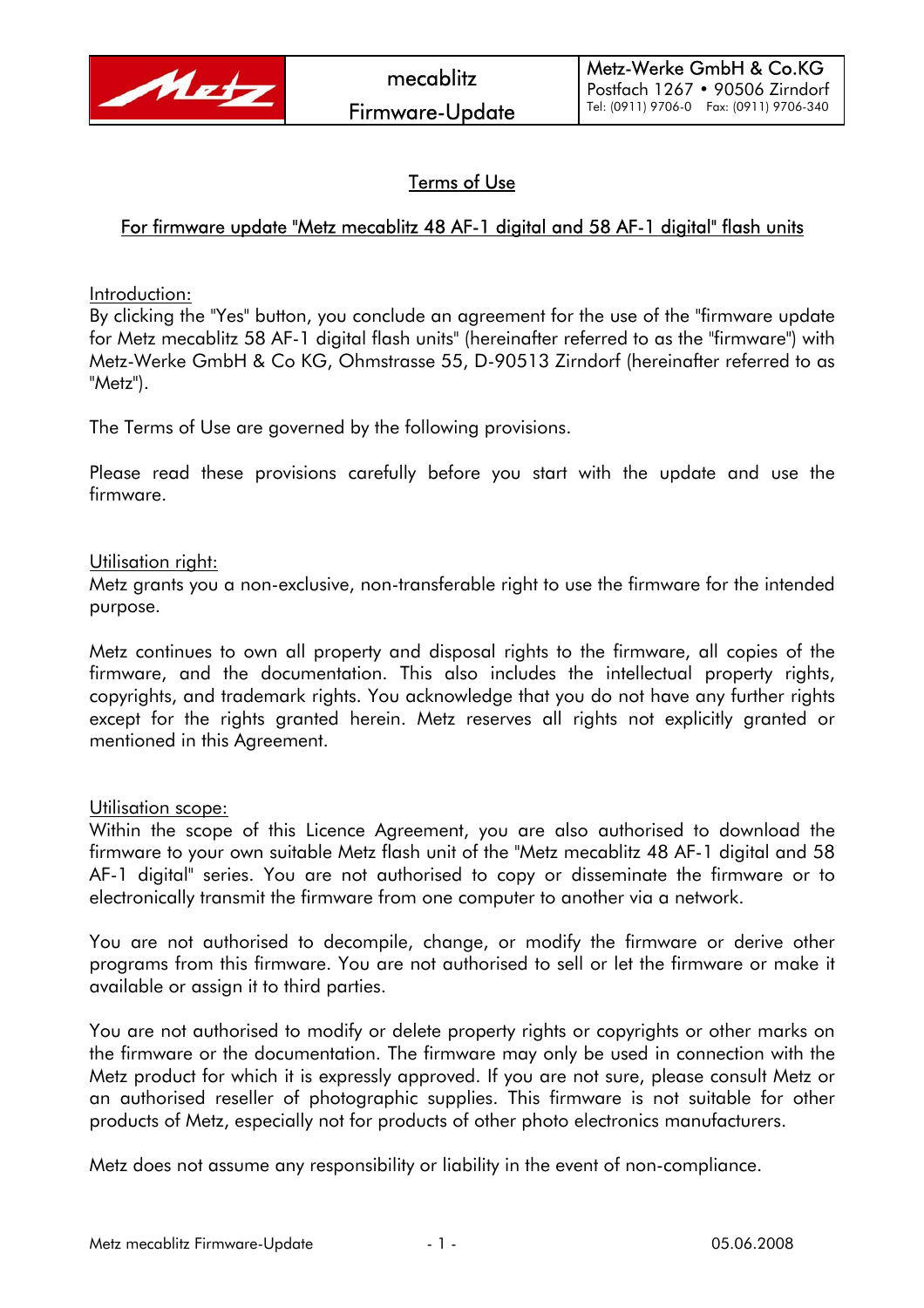| Metz | mecablitz<br>Firmware-Update | Metz-Werke GmbH & Co.KG<br>Postfach 1267 • 90506 Zirndorf<br>Tel: (0911) 9706-0 Fax: (0911) 9706-340 |
|---|---|---|

# Terms of Use

## For firmware update "Metz mecablitz 48 AF-1 digital and 58 AF-1 digital" flash units

Introduction:
By clicking the "Yes" button, you conclude an agreement for the use of the "firmware update for Metz mecablitz 58 AF-1 digital flash units" (hereinafter referred to as the "firmware") with Metz-Werke GmbH & Co KG, Ohmstrasse 55, D-90513 Zirndorf (hereinafter referred to as "Metz").

The Terms of Use are governed by the following provisions.

Please read these provisions carefully before you start with the update and use the firmware.

Utilisation right:
Metz grants you a non-exclusive, non-transferable right to use the firmware for the intended purpose.

Metz continues to own all property and disposal rights to the firmware, all copies of the firmware, and the documentation. This also includes the intellectual property rights, copyrights, and trademark rights. You acknowledge that you do not have any further rights except for the rights granted herein. Metz reserves all rights not explicitly granted or mentioned in this Agreement.

Utilisation scope:
Within the scope of this Licence Agreement, you are also authorised to download the firmware to your own suitable Metz flash unit of the "Metz mecablitz 48 AF-1 digital and 58 AF-1 digital" series. You are not authorised to copy or disseminate the firmware or to electronically transmit the firmware from one computer to another via a network.

You are not authorised to decompile, change, or modify the firmware or derive other programs from this firmware. You are not authorised to sell or let the firmware or make it available or assign it to third parties.

You are not authorised to modify or delete property rights or copyrights or other marks on the firmware or the documentation. The firmware may only be used in connection with the Metz product for which it is expressly approved. If you are not sure, please consult Metz or an authorised reseller of photographic supplies. This firmware is not suitable for other products of Metz, especially not for products of other photo electronics manufacturers.

Metz does not assume any responsibility or liability in the event of non-compliance.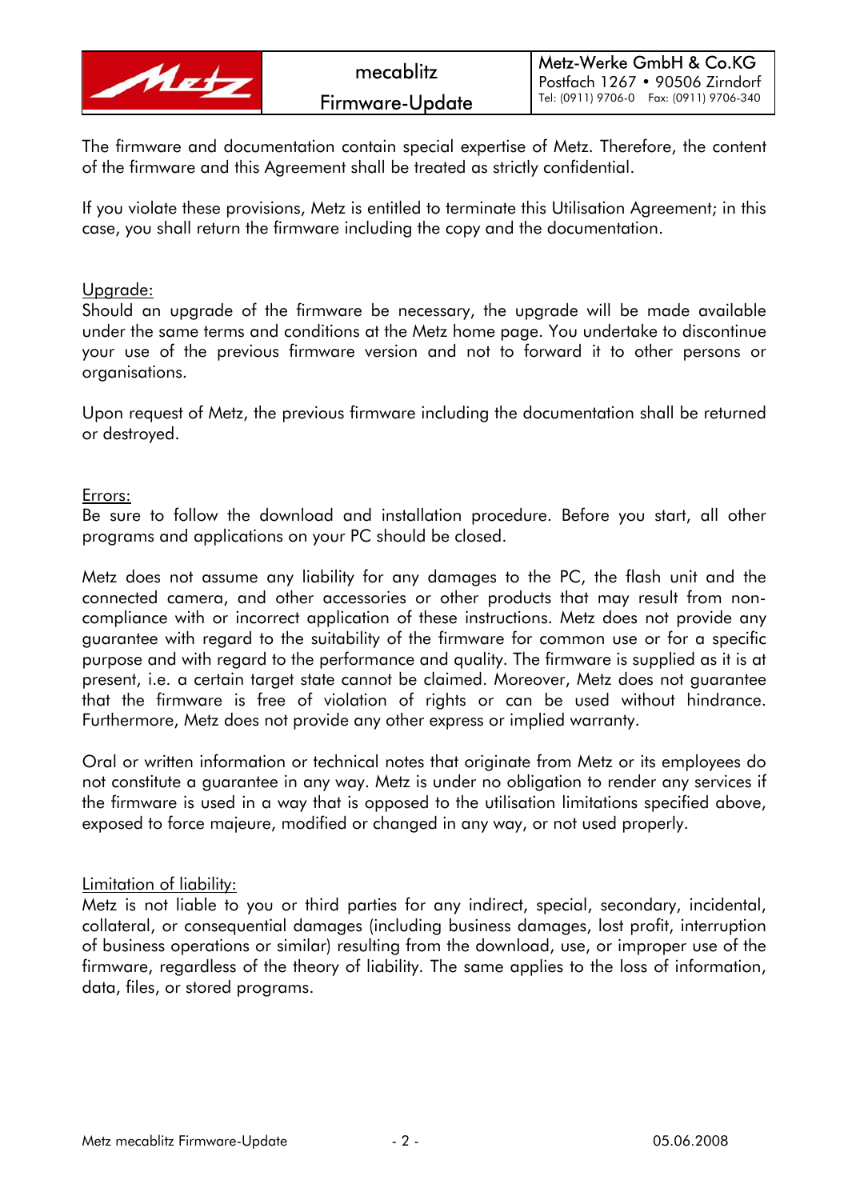The firmware and documentation contain special expertise of Metz. Therefore, the content of the firmware and this Agreement shall be treated as strictly confidential.

If you violate these provisions, Metz is entitled to terminate this Utilisation Agreement; in this case, you shall return the firmware including the copy and the documentation.

## Upgrade:

Should an upgrade of the firmware be necessary, the upgrade will be made available under the same terms and conditions at the Metz home page. You undertake to discontinue your use of the previous firmware version and not to forward it to other persons or organisations.

Upon request of Metz, the previous firmware including the documentation shall be returned or destroyed.

## Errors:

Be sure to follow the download and installation procedure. Before you start, all other programs and applications on your PC should be closed.

Metz does not assume any liability for any damages to the PC, the flash unit and the connected camera, and other accessories or other products that may result from non-compliance with or incorrect application of these instructions. Metz does not provide any guarantee with regard to the suitability of the firmware for common use or for a specific purpose and with regard to the performance and quality. The firmware is supplied as it is at present, i.e. a certain target state cannot be claimed. Moreover, Metz does not guarantee that the firmware is free of violation of rights or can be used without hindrance. Furthermore, Metz does not provide any other express or implied warranty.

Oral or written information or technical notes that originate from Metz or its employees do not constitute a guarantee in any way. Metz is under no obligation to render any services if the firmware is used in a way that is opposed to the utilisation limitations specified above, exposed to force majeure, modified or changed in any way, or not used properly.

## Limitation of liability:

Metz is not liable to you or third parties for any indirect, special, secondary, incidental, collateral, or consequential damages (including business damages, lost profit, interruption of business operations or similar) resulting from the download, use, or improper use of the firmware, regardless of the theory of liability. The same applies to the loss of information, data, files, or stored programs.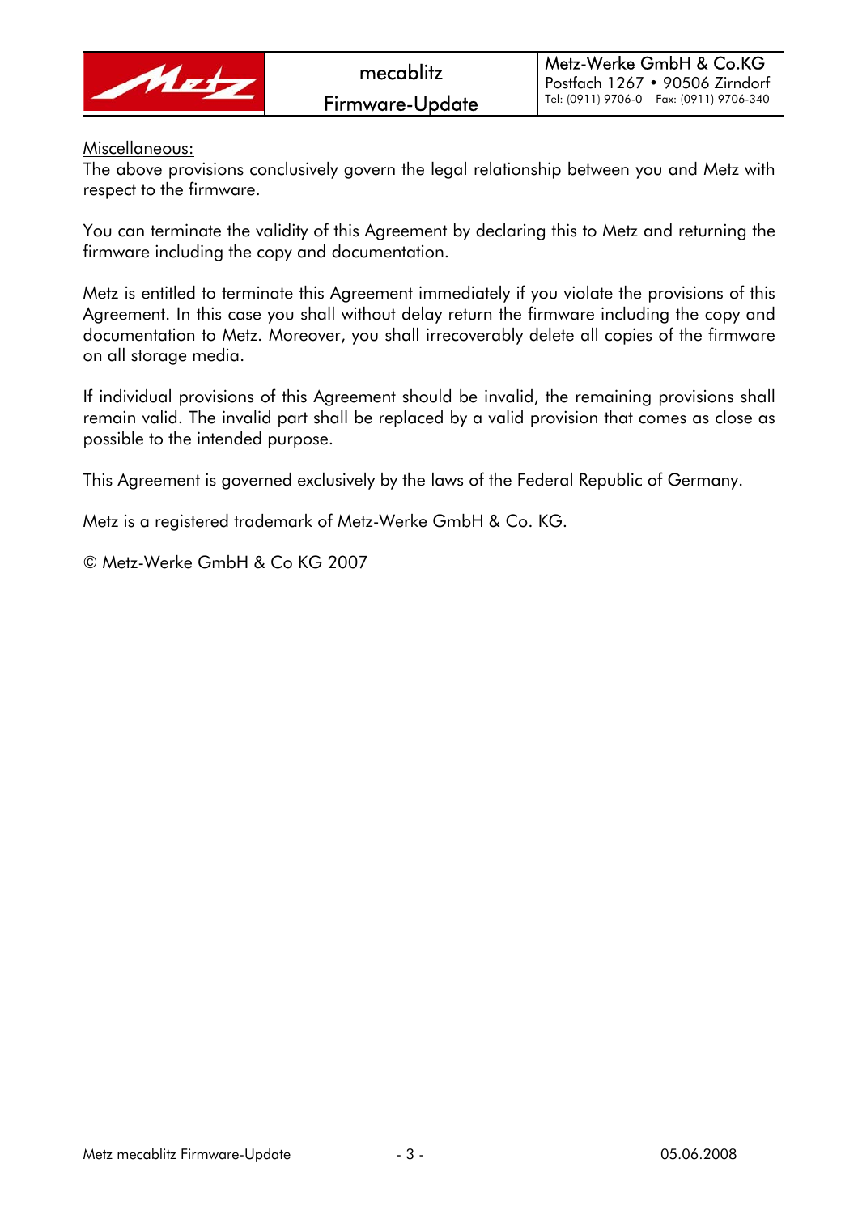Miscellaneous:

The above provisions conclusively govern the legal relationship between you and Metz with respect to the firmware.

You can terminate the validity of this Agreement by declaring this to Metz and returning the firmware including the copy and documentation.

Metz is entitled to terminate this Agreement immediately if you violate the provisions of this Agreement. In this case you shall without delay return the firmware including the copy and documentation to Metz. Moreover, you shall irrecoverably delete all copies of the firmware on all storage media.

If individual provisions of this Agreement should be invalid, the remaining provisions shall remain valid. The invalid part shall be replaced by a valid provision that comes as close as possible to the intended purpose.

This Agreement is governed exclusively by the laws of the Federal Republic of Germany.

Metz is a registered trademark of Metz-Werke GmbH & Co. KG.

© Metz-Werke GmbH & Co KG 2007